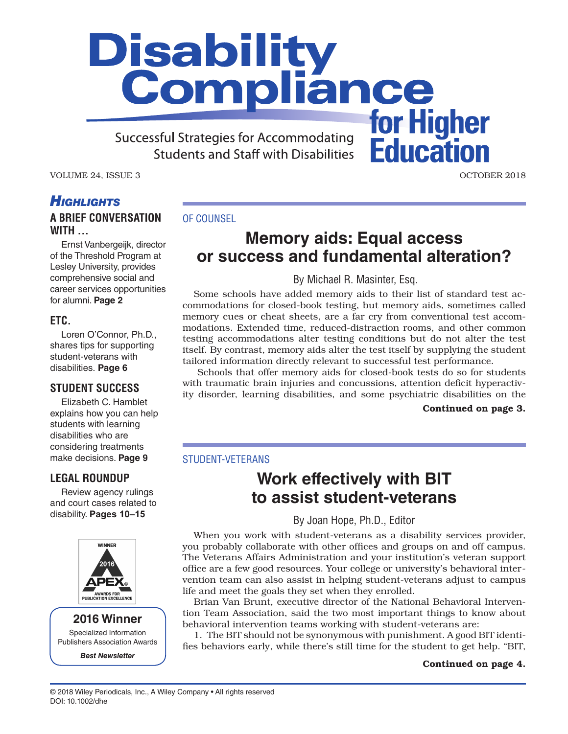# Disability Compliance for Higher Education

Successful Strategies for Accommodating Students and Staff with Disabilities

VOLUME 24, ISSUE 3 OCTOBER 2018

## *Highlights*

### A BRIEF CONVERSATION WITH …

Ernst Vanbergeijk, director of the Threshold Program at Lesley University, provides comprehensive social and career services opportunities for alumni. **Page 2**

### ETC.

Loren O'Connor, Ph.D., shares tips for supporting student-veterans with disabilities. **Page 6**

### STUDENT SUCCESS

Elizabeth C. Hamblet explains how you can help students with learning disabilities who are considering treatments make decisions. **Page 9**

### LEGAL ROUNDUP

Review agency rulings and court cases related to disability. **Pages 10–15**

WINNER 2016 APEX® AWARDS FOR PUBLICATION EXCELLENCE

**2016 Winner**
Specialized Information Publishers Association Awards
***Best Newsletter***

OF COUNSEL

## Memory aids: Equal access or success and fundamental alteration?

By Michael R. Masinter, Esq.

Some schools have added memory aids to their list of standard test accommodations for closed-book testing, but memory aids, sometimes called memory cues or cheat sheets, are a far cry from conventional test accommodations. Extended time, reduced-distraction rooms, and other common testing accommodations alter testing conditions but do not alter the test itself. By contrast, memory aids alter the test itself by supplying the student tailored information directly relevant to successful test performance.

Schools that offer memory aids for closed-book tests do so for students with traumatic brain injuries and concussions, attention deficit hyperactivity disorder, learning disabilities, and some psychiatric disabilities on the

**Continued on page 3.**

STUDENT-VETERANS

## Work effectively with BIT to assist student-veterans

By Joan Hope, Ph.D., Editor

When you work with student-veterans as a disability services provider, you probably collaborate with other offices and groups on and off campus. The Veterans Affairs Administration and your institution's veteran support office are a few good resources. Your college or university's behavioral intervention team can also assist in helping student-veterans adjust to campus life and meet the goals they set when they enrolled.

Brian Van Brunt, executive director of the National Behavioral Intervention Team Association, said the two most important things to know about behavioral intervention teams working with student-veterans are:

1. The BIT should not be synonymous with punishment. A good BIT identifies behaviors early, while there's still time for the student to get help. "BIT,

**Continued on page 4.**

© 2018 Wiley Periodicals, Inc., A Wiley Company • All rights reserved
DOI: 10.1002/dhe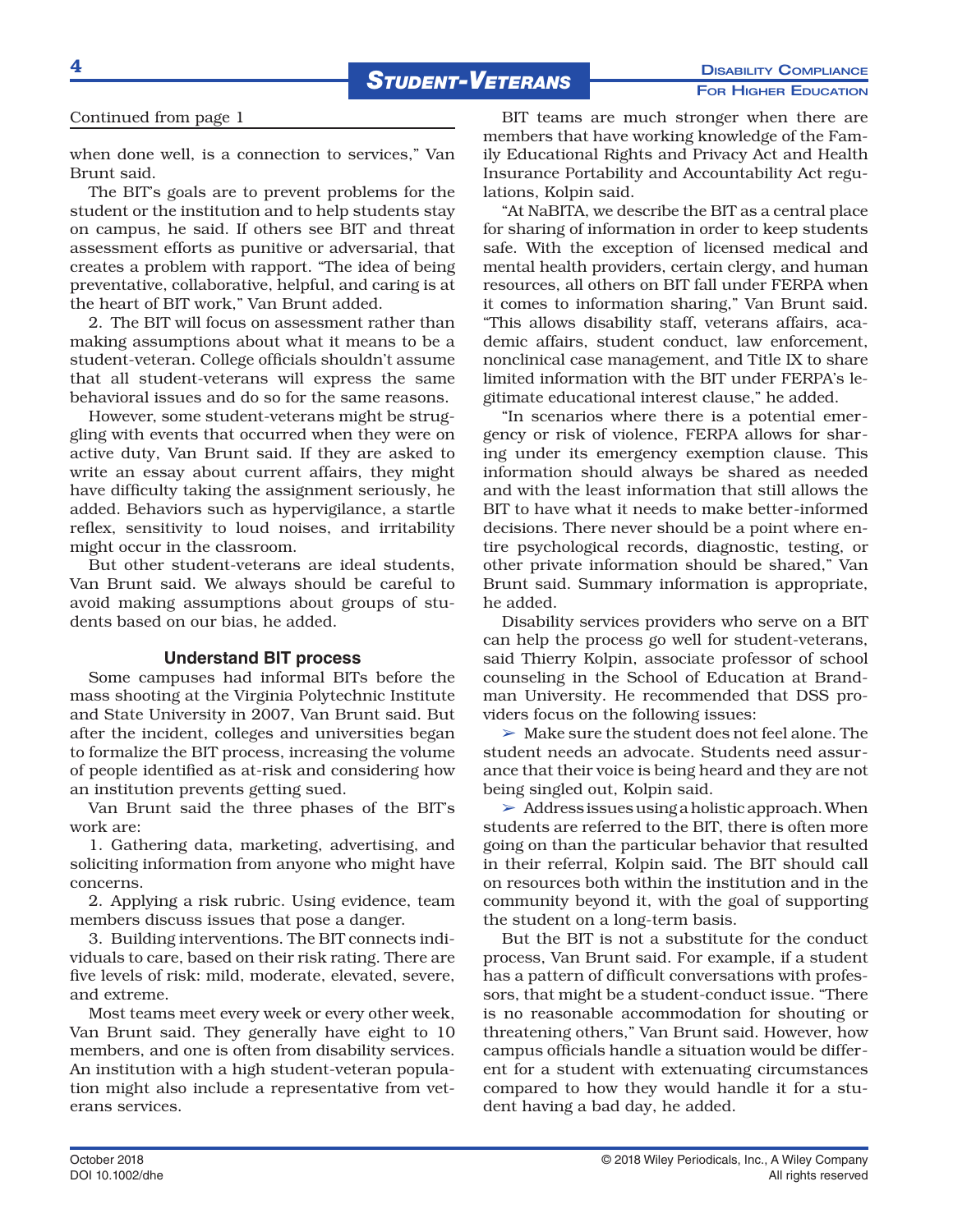Continued from page 1

when done well, is a connection to services," Van Brunt said.

The BIT's goals are to prevent problems for the student or the institution and to help students stay on campus, he said. If others see BIT and threat assessment efforts as punitive or adversarial, that creates a problem with rapport. "The idea of being preventative, collaborative, helpful, and caring is at the heart of BIT work," Van Brunt added.

2. The BIT will focus on assessment rather than making assumptions about what it means to be a student-veteran. College officials shouldn't assume that all student-veterans will express the same behavioral issues and do so for the same reasons.

However, some student-veterans might be struggling with events that occurred when they were on active duty, Van Brunt said. If they are asked to write an essay about current affairs, they might have difficulty taking the assignment seriously, he added. Behaviors such as hypervigilance, a startle reflex, sensitivity to loud noises, and irritability might occur in the classroom.

But other student-veterans are ideal students, Van Brunt said. We always should be careful to avoid making assumptions about groups of students based on our bias, he added.

### Understand BIT process

Some campuses had informal BITs before the mass shooting at the Virginia Polytechnic Institute and State University in 2007, Van Brunt said. But after the incident, colleges and universities began to formalize the BIT process, increasing the volume of people identified as at-risk and considering how an institution prevents getting sued.

Van Brunt said the three phases of the BIT's work are:

1. Gathering data, marketing, advertising, and soliciting information from anyone who might have concerns.

2. Applying a risk rubric. Using evidence, team members discuss issues that pose a danger.

3. Building interventions. The BIT connects individuals to care, based on their risk rating. There are five levels of risk: mild, moderate, elevated, severe, and extreme.

Most teams meet every week or every other week, Van Brunt said. They generally have eight to 10 members, and one is often from disability services. An institution with a high student-veteran population might also include a representative from veterans services.

BIT teams are much stronger when there are members that have working knowledge of the Family Educational Rights and Privacy Act and Health Insurance Portability and Accountability Act regulations, Kolpin said.

"At NaBITA, we describe the BIT as a central place for sharing of information in order to keep students safe. With the exception of licensed medical and mental health providers, certain clergy, and human resources, all others on BIT fall under FERPA when it comes to information sharing," Van Brunt said. "This allows disability staff, veterans affairs, academic affairs, student conduct, law enforcement, nonclinical case management, and Title IX to share limited information with the BIT under FERPA's legitimate educational interest clause," he added.

"In scenarios where there is a potential emergency or risk of violence, FERPA allows for sharing under its emergency exemption clause. This information should always be shared as needed and with the least information that still allows the BIT to have what it needs to make better-informed decisions. There never should be a point where entire psychological records, diagnostic, testing, or other private information should be shared," Van Brunt said. Summary information is appropriate, he added.

Disability services providers who serve on a BIT can help the process go well for student-veterans, said Thierry Kolpin, associate professor of school counseling in the School of Education at Brandman University. He recommended that DSS providers focus on the following issues:

➢ Make sure the student does not feel alone. The student needs an advocate. Students need assurance that their voice is being heard and they are not being singled out, Kolpin said.

➢ Address issues using a holistic approach. When students are referred to the BIT, there is often more going on than the particular behavior that resulted in their referral, Kolpin said. The BIT should call on resources both within the institution and in the community beyond it, with the goal of supporting the student on a long-term basis.

But the BIT is not a substitute for the conduct process, Van Brunt said. For example, if a student has a pattern of difficult conversations with professors, that might be a student-conduct issue. "There is no reasonable accommodation for shouting or threatening others," Van Brunt said. However, how campus officials handle a situation would be different for a student with extenuating circumstances compared to how they would handle it for a student having a bad day, he added.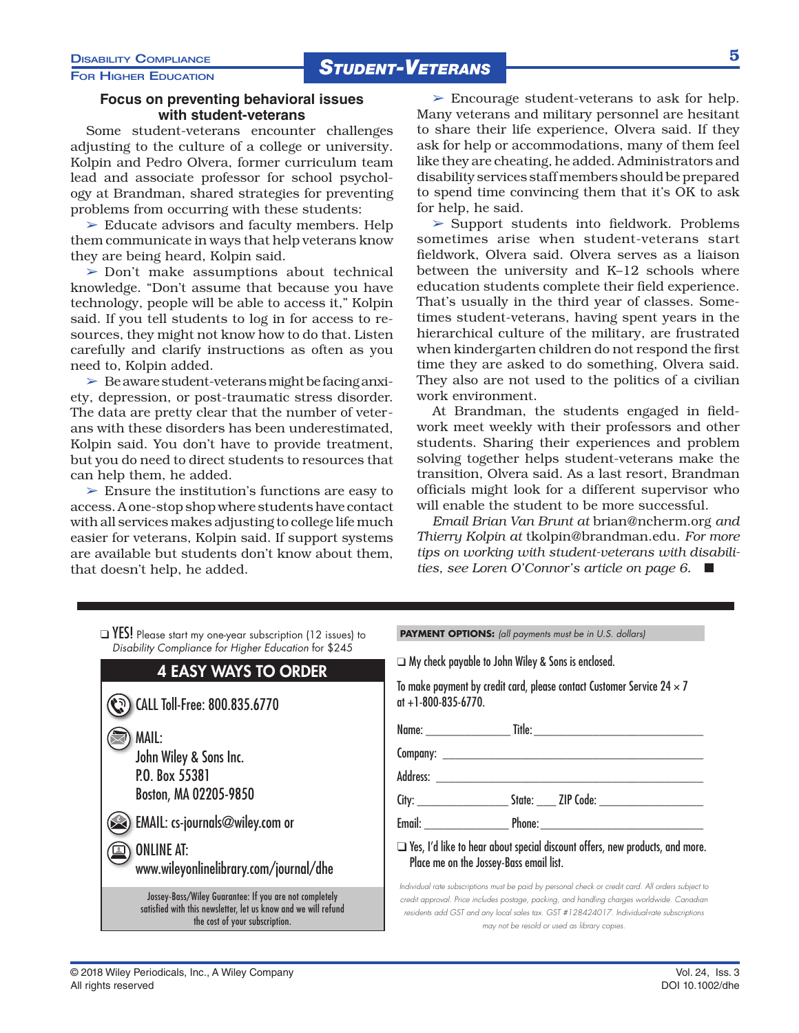### Focus on preventing behavioral issues with student-veterans

Some student-veterans encounter challenges adjusting to the culture of a college or university. Kolpin and Pedro Olvera, former curriculum team lead and associate professor for school psychology at Brandman, shared strategies for preventing problems from occurring with these students:

➢ Educate advisors and faculty members. Help them communicate in ways that help veterans know they are being heard, Kolpin said.

➢ Don't make assumptions about technical knowledge. "Don't assume that because you have technology, people will be able to access it," Kolpin said. If you tell students to log in for access to resources, they might not know how to do that. Listen carefully and clarify instructions as often as you need to, Kolpin added.

➢ Be aware student-veterans might be facing anxiety, depression, or post-traumatic stress disorder. The data are pretty clear that the number of veterans with these disorders has been underestimated, Kolpin said. You don't have to provide treatment, but you do need to direct students to resources that can help them, he added.

➢ Ensure the institution's functions are easy to access. A one-stop shop where students have contact with all services makes adjusting to college life much easier for veterans, Kolpin said. If support systems are available but students don't know about them, that doesn't help, he added.

➢ Encourage student-veterans to ask for help. Many veterans and military personnel are hesitant to share their life experience, Olvera said. If they ask for help or accommodations, many of them feel like they are cheating, he added. Administrators and disability services staff members should be prepared to spend time convincing them that it's OK to ask for help, he said.

➢ Support students into fieldwork. Problems sometimes arise when student-veterans start fieldwork, Olvera said. Olvera serves as a liaison between the university and K–12 schools where education students complete their field experience. That's usually in the third year of classes. Sometimes student-veterans, having spent years in the hierarchical culture of the military, are frustrated when kindergarten children do not respond the first time they are asked to do something, Olvera said. They also are not used to the politics of a civilian work environment.

At Brandman, the students engaged in fieldwork meet weekly with their professors and other students. Sharing their experiences and problem solving together helps student-veterans make the transition, Olvera said. As a last resort, Brandman officials might look for a different supervisor who will enable the student to be more successful.

*Email Brian Van Brunt at* brian@ncherm.org *and Thierry Kolpin at* tkolpin@brandman.edu. *For more tips on working with student-veterans with disabilities, see Loren O'Connor's article on page 6.* ■

---

❑ **YES!** Please start my one-year subscription (12 issues) to *Disability Compliance for Higher Education* for $245

## 4 EASY WAYS TO ORDER

CALL Toll-Free: 800.835.6770

MAIL:
John Wiley & Sons Inc.
P.O. Box 55381
Boston, MA 02205-9850

EMAIL: cs-journals@wiley.com or

ONLINE AT:
www.wileyonlinelibrary.com/journal/dhe

Jossey-Bass/Wiley Guarantee: If you are not completely satisfied with this newsletter, let us know and we will refund the cost of your subscription.

**PAYMENT OPTIONS:** *(all payments must be in U.S. dollars)*

❑ My check payable to John Wiley & Sons is enclosed.

To make payment by credit card, please contact Customer Service 24 × 7 at +1-800-835-6770.

Name: ______________ Title: ______________

Company: ______________

Address: ______________

City: ______________ State: ___ ZIP Code: ______________

Email: ______________ Phone: ______________

❑ Yes, I'd like to hear about special discount offers, new products, and more. Place me on the Jossey-Bass email list.

*Individual rate subscriptions must be paid by personal check or credit card. All orders subject to credit approval. Price includes postage, packing, and handling charges worldwide. Canadian residents add GST and any local sales tax. GST #128424017. Individual-rate subscriptions may not be resold or used as library copies.*

© 2018 Wiley Periodicals, Inc., A Wiley Company
All rights reserved